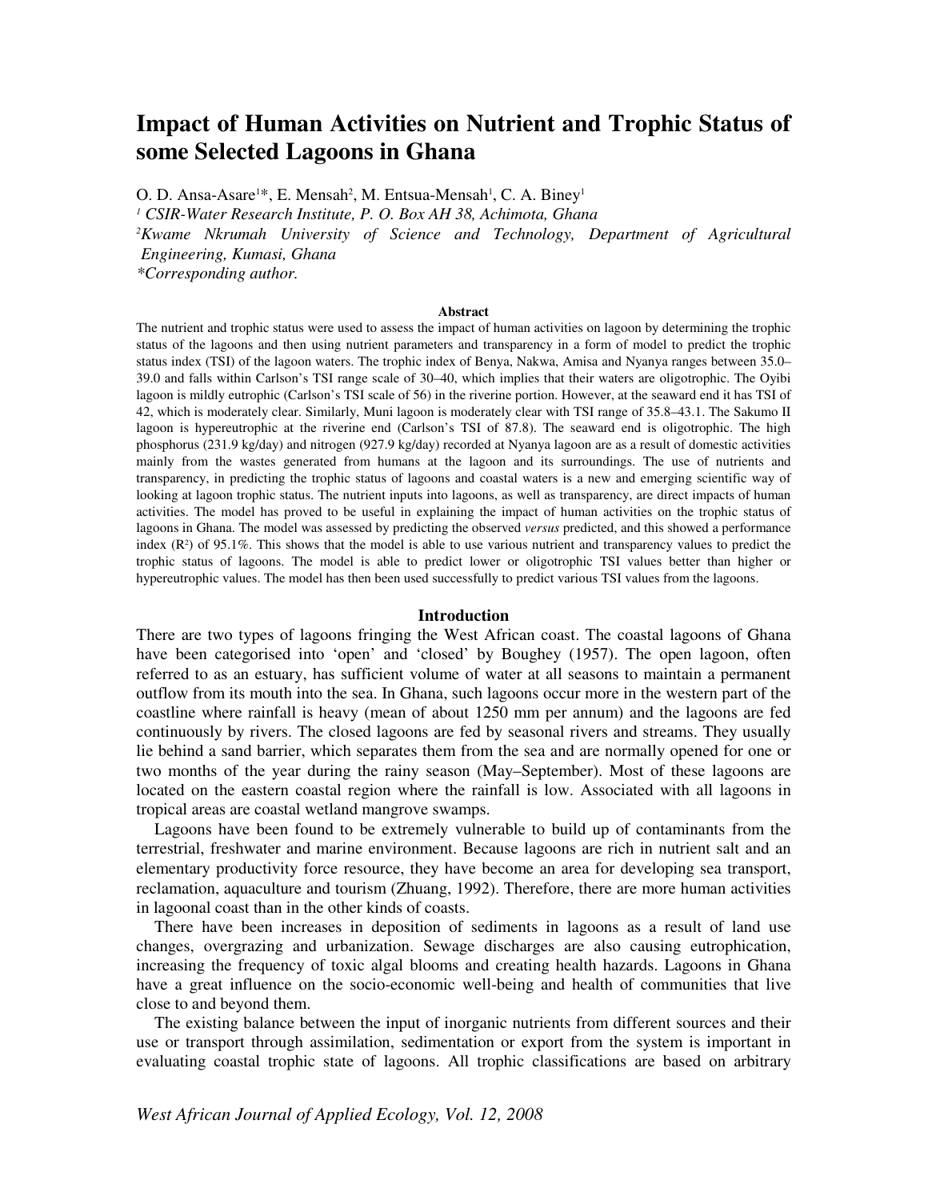# Impact of Human Activities on Nutrient and Trophic Status of some Selected Lagoons in Ghana

O. D. Ansa-Asare[1]*, E. Mensah[2], M. Entsua-Mensah[1], C. A. Biney[1]

[1] *CSIR-Water Research Institute, P. O. Box AH 38, Achimota, Ghana*

[2] *Kwame Nkrumah University of Science and Technology, Department of Agricultural Engineering, Kumasi, Ghana*

*\*Corresponding author.*

### Abstract

The nutrient and trophic status were used to assess the impact of human activities on lagoon by determining the trophic status of the lagoons and then using nutrient parameters and transparency in a form of model to predict the trophic status index (TSI) of the lagoon waters. The trophic index of Benya, Nakwa, Amisa and Nyanya ranges between 35.0–39.0 and falls within Carlson's TSI range scale of 30–40, which implies that their waters are oligotrophic. The Oyibi lagoon is mildly eutrophic (Carlson's TSI scale of 56) in the riverine portion. However, at the seaward end it has TSI of 42, which is moderately clear. Similarly, Muni lagoon is moderately clear with TSI range of 35.8–43.1. The Sakumo II lagoon is hypereutrophic at the riverine end (Carlson's TSI of 87.8). The seaward end is oligotrophic. The high phosphorus (231.9 kg/day) and nitrogen (927.9 kg/day) recorded at Nyanya lagoon are as a result of domestic activities mainly from the wastes generated from humans at the lagoon and its surroundings. The use of nutrients and transparency, in predicting the trophic status of lagoons and coastal waters is a new and emerging scientific way of looking at lagoon trophic status. The nutrient inputs into lagoons, as well as transparency, are direct impacts of human activities. The model has proved to be useful in explaining the impact of human activities on the trophic status of lagoons in Ghana. The model was assessed by predicting the observed *versus* predicted, and this showed a performance index ($R^2$) of 95.1%. This shows that the model is able to use various nutrient and transparency values to predict the trophic status of lagoons. The model is able to predict lower or oligotrophic TSI values better than higher or hypereutrophic values. The model has then been used successfully to predict various TSI values from the lagoons.

## Introduction

There are two types of lagoons fringing the West African coast. The coastal lagoons of Ghana have been categorised into 'open' and 'closed' by Boughey (1957). The open lagoon, often referred to as an estuary, has sufficient volume of water at all seasons to maintain a permanent outflow from its mouth into the sea. In Ghana, such lagoons occur more in the western part of the coastline where rainfall is heavy (mean of about 1250 mm per annum) and the lagoons are fed continuously by rivers. The closed lagoons are fed by seasonal rivers and streams. They usually lie behind a sand barrier, which separates them from the sea and are normally opened for one or two months of the year during the rainy season (May–September). Most of these lagoons are located on the eastern coastal region where the rainfall is low. Associated with all lagoons in tropical areas are coastal wetland mangrove swamps.

Lagoons have been found to be extremely vulnerable to build up of contaminants from the terrestrial, freshwater and marine environment. Because lagoons are rich in nutrient salt and an elementary productivity force resource, they have become an area for developing sea transport, reclamation, aquaculture and tourism (Zhuang, 1992). Therefore, there are more human activities in lagoonal coast than in the other kinds of coasts.

There have been increases in deposition of sediments in lagoons as a result of land use changes, overgrazing and urbanization. Sewage discharges are also causing eutrophication, increasing the frequency of toxic algal blooms and creating health hazards. Lagoons in Ghana have a great influence on the socio-economic well-being and health of communities that live close to and beyond them.

The existing balance between the input of inorganic nutrients from different sources and their use or transport through assimilation, sedimentation or export from the system is important in evaluating coastal trophic state of lagoons. All trophic classifications are based on arbitrary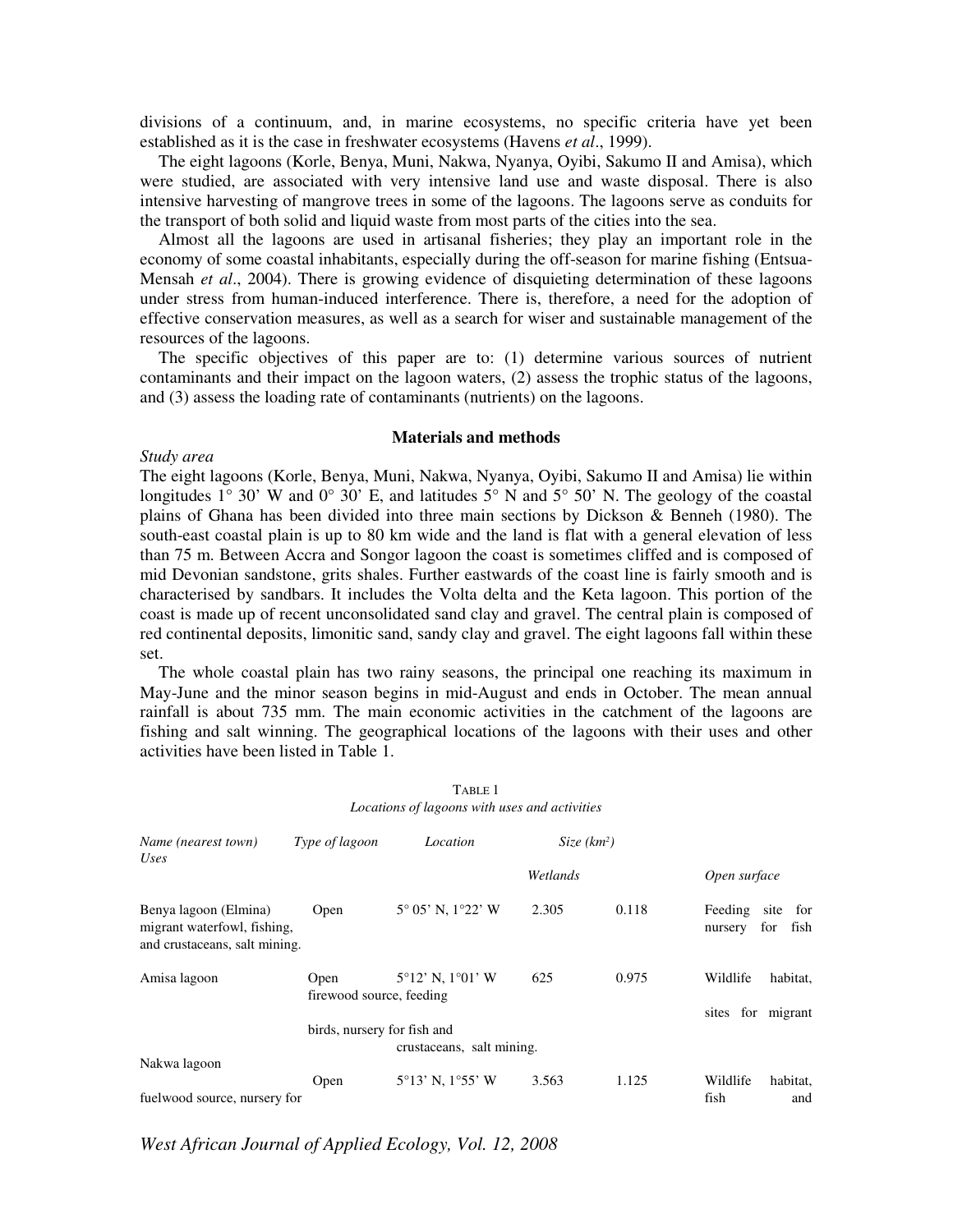divisions of a continuum, and, in marine ecosystems, no specific criteria have yet been established as it is the case in freshwater ecosystems (Havens *et al*., 1999).

The eight lagoons (Korle, Benya, Muni, Nakwa, Nyanya, Oyibi, Sakumo II and Amisa), which were studied, are associated with very intensive land use and waste disposal. There is also intensive harvesting of mangrove trees in some of the lagoons. The lagoons serve as conduits for the transport of both solid and liquid waste from most parts of the cities into the sea.

Almost all the lagoons are used in artisanal fisheries; they play an important role in the economy of some coastal inhabitants, especially during the off-season for marine fishing (Entsua-Mensah *et al*., 2004). There is growing evidence of disquieting determination of these lagoons under stress from human-induced interference. There is, therefore, a need for the adoption of effective conservation measures, as well as a search for wiser and sustainable management of the resources of the lagoons.

The specific objectives of this paper are to: (1) determine various sources of nutrient contaminants and their impact on the lagoon waters, (2) assess the trophic status of the lagoons, and (3) assess the loading rate of contaminants (nutrients) on the lagoons.

## Materials and methods

*Study area*

The eight lagoons (Korle, Benya, Muni, Nakwa, Nyanya, Oyibi, Sakumo II and Amisa) lie within longitudes 1° 30' W and 0° 30' E, and latitudes 5° N and 5° 50' N. The geology of the coastal plains of Ghana has been divided into three main sections by Dickson & Benneh (1980). The south-east coastal plain is up to 80 km wide and the land is flat with a general elevation of less than 75 m. Between Accra and Songor lagoon the coast is sometimes cliffed and is composed of mid Devonian sandstone, grits shales. Further eastwards of the coast line is fairly smooth and is characterised by sandbars. It includes the Volta delta and the Keta lagoon. This portion of the coast is made up of recent unconsolidated sand clay and gravel. The central plain is composed of red continental deposits, limonitic sand, sandy clay and gravel. The eight lagoons fall within these set.

The whole coastal plain has two rainy seasons, the principal one reaching its maximum in May-June and the minor season begins in mid-August and ends in October. The mean annual rainfall is about 735 mm. The main economic activities in the catchment of the lagoons are fishing and salt winning. The geographical locations of the lagoons with their uses and other activities have been listed in Table 1.

TABLE 1
*Locations of lagoons with uses and activities*

| *Name (nearest town)* | *Type of lagoon* | *Location* | *Size (km²)* | | *Uses* |
|---|---|---|---|---|---|
| | | | *Wetlands* | *Open surface* | |
| Benya lagoon (Elmina) | Open | 5° 05' N, 1°22' W | 2.305 | 0.118 | Feeding site for migrant waterfowl, fishing, nursery for fish and crustaceans, salt mining. |
| Amisa lagoon | Open | 5°12' N, 1°01' W | 625 | 0.975 | Wildlife habitat, firewood source, feeding sites for migrant birds, nursery for fish and crustaceans, salt mining. |
| Nakwa lagoon | Open | 5°13' N, 1°55' W | 3.563 | 1.125 | Wildlife habitat, fuelwood source, nursery for fish and |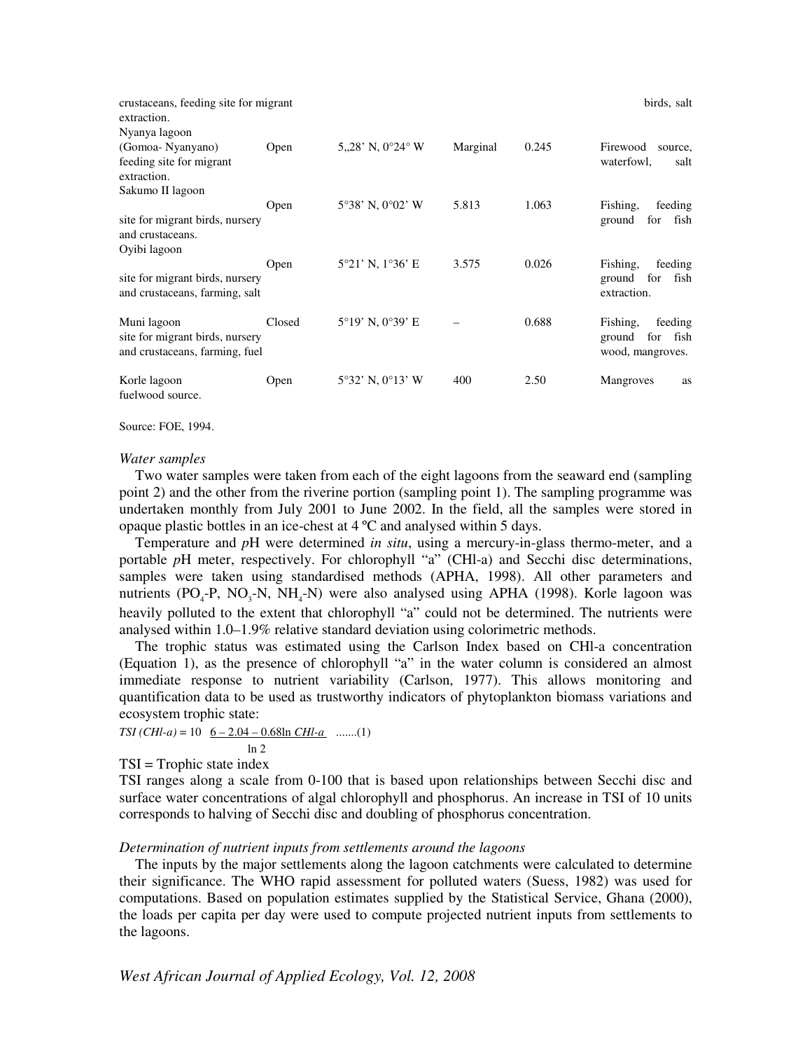| | | | | | |
|---|---|---|---|---|---|
| crustaceans, feeding site for migrant extraction. | | | | | birds, salt |
| Nyanya lagoon (Gomoa- Nyanyano) feeding site for migrant extraction. | Open | 5,,28' N, 0°24° W | Marginal | 0.245 | Firewood source, waterfowl, salt |
| Sakumo II lagoon site for migrant birds, nursery and crustaceans. | Open | 5°38' N, 0°02' W | 5.813 | 1.063 | Fishing, feeding ground for fish |
| Oyibi lagoon site for migrant birds, nursery and crustaceans, farming, salt | Open | 5°21' N, 1°36' E | 3.575 | 0.026 | Fishing, feeding ground for fish extraction. |
| Muni lagoon site for migrant birds, nursery and crustaceans, farming, fuel | Closed | 5°19' N, 0°39' E | – | 0.688 | Fishing, feeding ground for fish wood, mangroves. |
| Korle lagoon fuelwood source. | Open | 5°32' N, 0°13' W | 400 | 2.50 | Mangroves as |

Source: FOE, 1994.

### *Water samples*

Two water samples were taken from each of the eight lagoons from the seaward end (sampling point 2) and the other from the riverine portion (sampling point 1). The sampling programme was undertaken monthly from July 2001 to June 2002. In the field, all the samples were stored in opaque plastic bottles in an ice-chest at 4 ºC and analysed within 5 days.

Temperature and *p*H were determined *in situ*, using a mercury-in-glass thermo-meter, and a portable *p*H meter, respectively. For chlorophyll "a" (CHl-a) and Secchi disc determinations, samples were taken using standardised methods (APHA, 1998). All other parameters and nutrients ($PO_4$-P, $NO_3$-N, $NH_4$-N) were also analysed using APHA (1998). Korle lagoon was heavily polluted to the extent that chlorophyll "a" could not be determined. The nutrients were analysed within 1.0–1.9% relative standard deviation using colorimetric methods.

The trophic status was estimated using the Carlson Index based on CHl-a concentration (Equation 1), as the presence of chlorophyll "a" in the water column is considered an almost immediate response to nutrient variability (Carlson, 1977). This allows monitoring and quantification data to be used as trustworthy indicators of phytoplankton biomass variations and ecosystem trophic state:

$$TSI\,(CHl\text{-}a) = 10\;\frac{6 - 2.04 - 0.68\ln CHl\text{-}a}{\ln 2} \quad .......(1)$$

TSI = Trophic state index

TSI ranges along a scale from 0-100 that is based upon relationships between Secchi disc and surface water concentrations of algal chlorophyll and phosphorus. An increase in TSI of 10 units corresponds to halving of Secchi disc and doubling of phosphorus concentration.

### *Determination of nutrient inputs from settlements around the lagoons*

The inputs by the major settlements along the lagoon catchments were calculated to determine their significance. The WHO rapid assessment for polluted waters (Suess, 1982) was used for computations. Based on population estimates supplied by the Statistical Service, Ghana (2000), the loads per capita per day were used to compute projected nutrient inputs from settlements to the lagoons.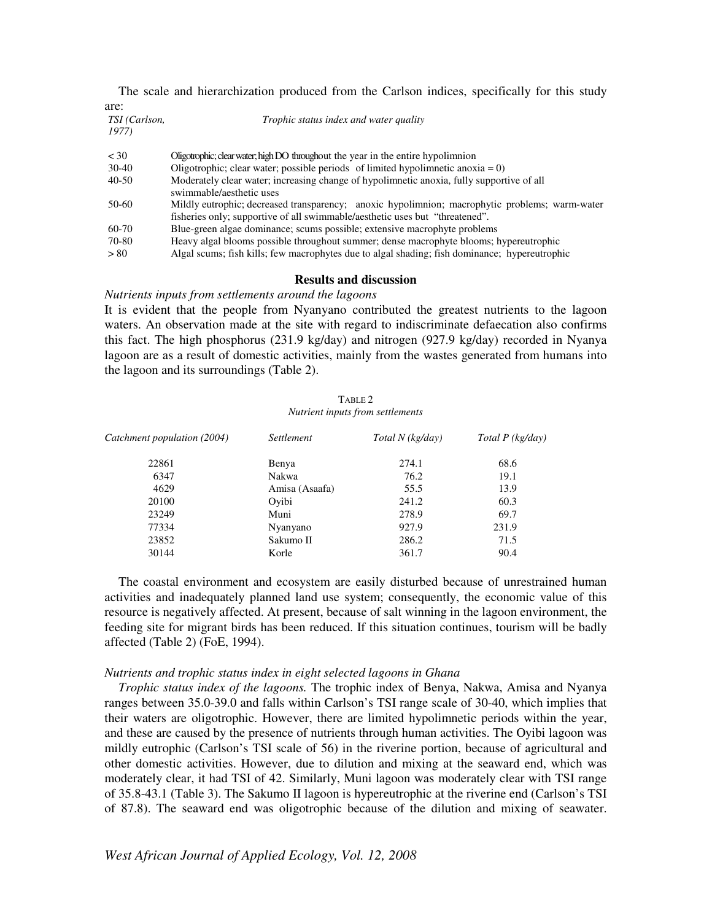The scale and hierarchization produced from the Carlson indices, specifically for this study are:

| *TSI (Carlson, 1977)* | *Trophic status index and water quality* |
|---|---|
| < 30 | Oligotrophic; clear water; high DO throughout the year in the entire hypolimnion |
| 30-40 | Oligotrophic; clear water; possible periods of limited hypolimnetic anoxia = 0) |
| 40-50 | Moderately clear water; increasing change of hypolimnetic anoxia, fully supportive of all swimmable/aesthetic uses |
| 50-60 | Mildly eutrophic; decreased transparency; anoxic hypolimnion; macrophytic problems; warm-water fisheries only; supportive of all swimmable/aesthetic uses but "threatened". |
| 60-70 | Blue-green algae dominance; scums possible; extensive macrophyte problems |
| 70-80 | Heavy algal blooms possible throughout summer; dense macrophyte blooms; hypereutrophic |
| > 80 | Algal scums; fish kills; few macrophytes due to algal shading; fish dominance; hypereutrophic |

## Results and discussion

### *Nutrients inputs from settlements around the lagoons*

It is evident that the people from Nyanyano contributed the greatest nutrients to the lagoon waters. An observation made at the site with regard to indiscriminate defaecation also confirms this fact. The high phosphorus (231.9 kg/day) and nitrogen (927.9 kg/day) recorded in Nyanya lagoon are as a result of domestic activities, mainly from the wastes generated from humans into the lagoon and its surroundings (Table 2).

TABLE 2
*Nutrient inputs from settlements*

| *Catchment population (2004)* | *Settlement* | *Total N (kg/day)* | *Total P (kg/day)* |
|---|---|---|---|
| 22861 | Benya | 274.1 | 68.6 |
| 6347 | Nakwa | 76.2 | 19.1 |
| 4629 | Amisa (Asaafa) | 55.5 | 13.9 |
| 20100 | Oyibi | 241.2 | 60.3 |
| 23249 | Muni | 278.9 | 69.7 |
| 77334 | Nyanyano | 927.9 | 231.9 |
| 23852 | Sakumo II | 286.2 | 71.5 |
| 30144 | Korle | 361.7 | 90.4 |

The coastal environment and ecosystem are easily disturbed because of unrestrained human activities and inadequately planned land use system; consequently, the economic value of this resource is negatively affected. At present, because of salt winning in the lagoon environment, the feeding site for migrant birds has been reduced. If this situation continues, tourism will be badly affected (Table 2) (FoE, 1994).

### *Nutrients and trophic status index in eight selected lagoons in Ghana*

*Trophic status index of the lagoons.* The trophic index of Benya, Nakwa, Amisa and Nyanya ranges between 35.0-39.0 and falls within Carlson's TSI range scale of 30-40, which implies that their waters are oligotrophic. However, there are limited hypolimnetic periods within the year, and these are caused by the presence of nutrients through human activities. The Oyibi lagoon was mildly eutrophic (Carlson's TSI scale of 56) in the riverine portion, because of agricultural and other domestic activities. However, due to dilution and mixing at the seaward end, which was moderately clear, it had TSI of 42. Similarly, Muni lagoon was moderately clear with TSI range of 35.8-43.1 (Table 3). The Sakumo II lagoon is hypereutrophic at the riverine end (Carlson's TSI of 87.8). The seaward end was oligotrophic because of the dilution and mixing of seawater.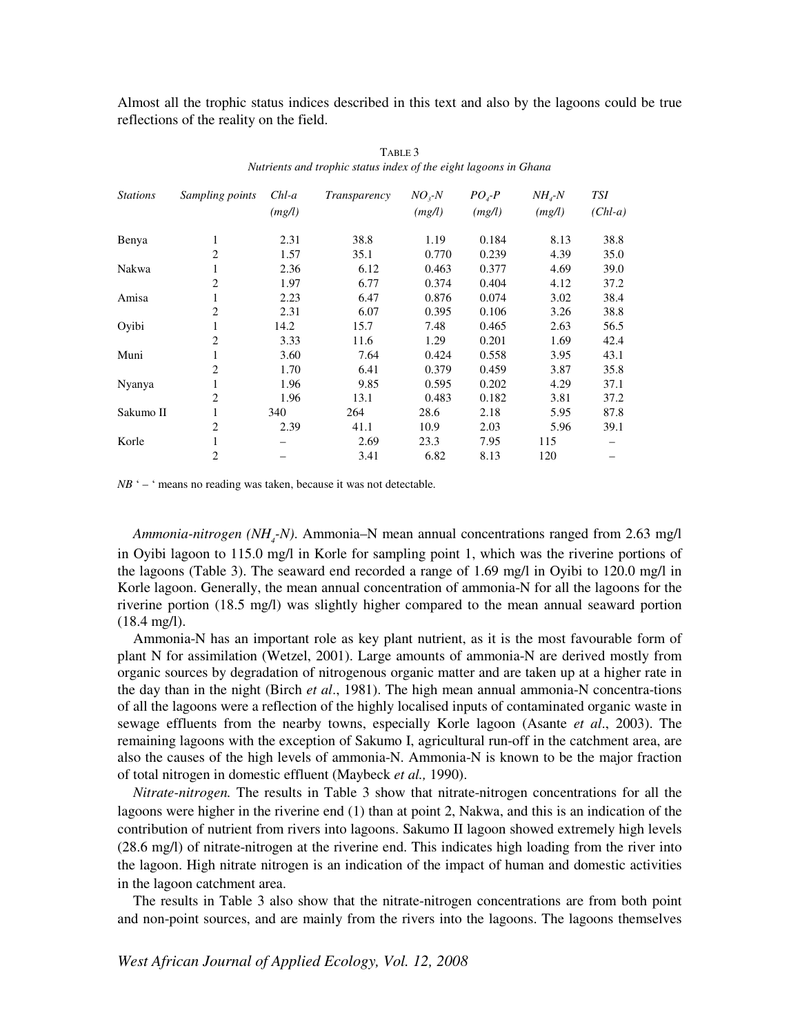Almost all the trophic status indices described in this text and also by the lagoons could be true reflections of the reality on the field.

TABLE 3
*Nutrients and trophic status index of the eight lagoons in Ghana*

| *Stations* | *Sampling points* | *Chl-a (mg/l)* | *Transparency* | *$NO_3$-N (mg/l)* | *$PO_4$-P (mg/l)* | *$NH_4$-N (mg/l)* | *TSI (Chl-a)* |
|---|---|---|---|---|---|---|---|
| Benya | 1 | 2.31 | 38.8 | 1.19 | 0.184 | 8.13 | 38.8 |
| | 2 | 1.57 | 35.1 | 0.770 | 0.239 | 4.39 | 35.0 |
| Nakwa | 1 | 2.36 | 6.12 | 0.463 | 0.377 | 4.69 | 39.0 |
| | 2 | 1.97 | 6.77 | 0.374 | 0.404 | 4.12 | 37.2 |
| Amisa | 1 | 2.23 | 6.47 | 0.876 | 0.074 | 3.02 | 38.4 |
| | 2 | 2.31 | 6.07 | 0.395 | 0.106 | 3.26 | 38.8 |
| Oyibi | 1 | 14.2 | 15.7 | 7.48 | 0.465 | 2.63 | 56.5 |
| | 2 | 3.33 | 11.6 | 1.29 | 0.201 | 1.69 | 42.4 |
| Muni | 1 | 3.60 | 7.64 | 0.424 | 0.558 | 3.95 | 43.1 |
| | 2 | 1.70 | 6.41 | 0.379 | 0.459 | 3.87 | 35.8 |
| Nyanya | 1 | 1.96 | 9.85 | 0.595 | 0.202 | 4.29 | 37.1 |
| | 2 | 1.96 | 13.1 | 0.483 | 0.182 | 3.81 | 37.2 |
| Sakumo II | 1 | 340 | 264 | 28.6 | 2.18 | 5.95 | 87.8 |
| | 2 | 2.39 | 41.1 | 10.9 | 2.03 | 5.96 | 39.1 |
| Korle | 1 | – | 2.69 | 23.3 | 7.95 | 115 | – |
| | 2 | – | 3.41 | 6.82 | 8.13 | 120 | – |

*NB* ' – ' means no reading was taken, because it was not detectable.

*Ammonia-nitrogen ($NH_4$-N).* Ammonia–N mean annual concentrations ranged from 2.63 mg/l in Oyibi lagoon to 115.0 mg/l in Korle for sampling point 1, which was the riverine portions of the lagoons (Table 3). The seaward end recorded a range of 1.69 mg/l in Oyibi to 120.0 mg/l in Korle lagoon. Generally, the mean annual concentration of ammonia-N for all the lagoons for the riverine portion (18.5 mg/l) was slightly higher compared to the mean annual seaward portion (18.4 mg/l).

Ammonia-N has an important role as key plant nutrient, as it is the most favourable form of plant N for assimilation (Wetzel, 2001). Large amounts of ammonia-N are derived mostly from organic sources by degradation of nitrogenous organic matter and are taken up at a higher rate in the day than in the night (Birch *et al*., 1981). The high mean annual ammonia-N concentra-tions of all the lagoons were a reflection of the highly localised inputs of contaminated organic waste in sewage effluents from the nearby towns, especially Korle lagoon (Asante *et al*., 2003). The remaining lagoons with the exception of Sakumo I, agricultural run-off in the catchment area, are also the causes of the high levels of ammonia-N. Ammonia-N is known to be the major fraction of total nitrogen in domestic effluent (Maybeck *et al.,* 1990).

*Nitrate-nitrogen.* The results in Table 3 show that nitrate-nitrogen concentrations for all the lagoons were higher in the riverine end (1) than at point 2, Nakwa, and this is an indication of the contribution of nutrient from rivers into lagoons. Sakumo II lagoon showed extremely high levels (28.6 mg/l) of nitrate-nitrogen at the riverine end. This indicates high loading from the river into the lagoon. High nitrate nitrogen is an indication of the impact of human and domestic activities in the lagoon catchment area.

The results in Table 3 also show that the nitrate-nitrogen concentrations are from both point and non-point sources, and are mainly from the rivers into the lagoons. The lagoons themselves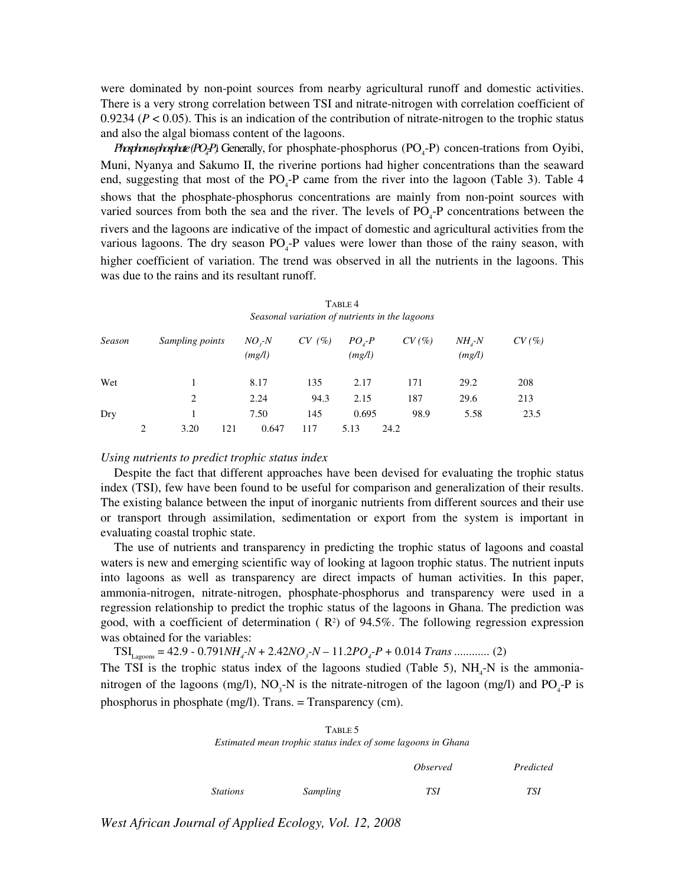were dominated by non-point sources from nearby agricultural runoff and domestic activities. There is a very strong correlation between TSI and nitrate-nitrogen with correlation coefficient of 0.9234 ($P < 0.05$). This is an indication of the contribution of nitrate-nitrogen to the trophic status and also the algal biomass content of the lagoons.

*Phosphorus-phosphate ($PO_4$-P).* Generally, for phosphate-phosphorus ($PO_4$-P) concen-trations from Oyibi, Muni, Nyanya and Sakumo II, the riverine portions had higher concentrations than the seaward end, suggesting that most of the $PO_4$-P came from the river into the lagoon (Table 3). Table 4 shows that the phosphate-phosphorus concentrations are mainly from non-point sources with varied sources from both the sea and the river. The levels of $PO_4$-P concentrations between the rivers and the lagoons are indicative of the impact of domestic and agricultural activities from the various lagoons. The dry season $PO_4$-P values were lower than those of the rainy season, with higher coefficient of variation. The trend was observed in all the nutrients in the lagoons. This was due to the rains and its resultant runoff.

TABLE 4

*Seasonal variation of nutrients in the lagoons*

| *Season* | *Sampling points* | *$NO_3$-N (mg/l)* | *CV (%)* | *$PO_4$-P (mg/l)* | *CV (%)* | *$NH_4$-N (mg/l)* | *CV (%)* |
|---|---|---|---|---|---|---|---|
| Wet | 1 | 8.17 | 135 | 2.17 | 171 | 29.2 | 208 |
| | 2 | 2.24 | 94.3 | 2.15 | 187 | 29.6 | 213 |
| Dry | 1 | 7.50 | 145 | 0.695 | 98.9 | 5.58 | 23.5 |
| | 2 | 3.20 | 121 | 0.647 | 117 | 5.13 | 24.2 |

*Using nutrients to predict trophic status index*

Despite the fact that different approaches have been devised for evaluating the trophic status index (TSI), few have been found to be useful for comparison and generalization of their results. The existing balance between the input of inorganic nutrients from different sources and their use or transport through assimilation, sedimentation or export from the system is important in evaluating coastal trophic state.

The use of nutrients and transparency in predicting the trophic status of lagoons and coastal waters is new and emerging scientific way of looking at lagoon trophic status. The nutrient inputs into lagoons as well as transparency are direct impacts of human activities. In this paper, ammonia-nitrogen, nitrate-nitrogen, phosphate-phosphorus and transparency were used in a regression relationship to predict the trophic status of the lagoons in Ghana. The prediction was good, with a coefficient of determination ( $R^2$) of 94.5%. The following regression expression was obtained for the variables:

$$TSI_{Lagoons} = 42.9 - 0.791NH_4\text{-}N + 2.42NO_3\text{-}N - 11.2PO_4\text{-}P + 0.014\ Trans \text{ ............ } (2)$$

The TSI is the trophic status index of the lagoons studied (Table 5), $NH_4$-N is the ammonia-nitrogen of the lagoons (mg/l), $NO_3$-N is the nitrate-nitrogen of the lagoon (mg/l) and $PO_4$-P is phosphorus in phosphate (mg/l). Trans. = Transparency (cm).

TABLE 5

*Estimated mean trophic status index of some lagoons in Ghana*

| *Stations* | *Sampling* | *Observed TSI* | *Predicted TSI* |
|---|---|---|---|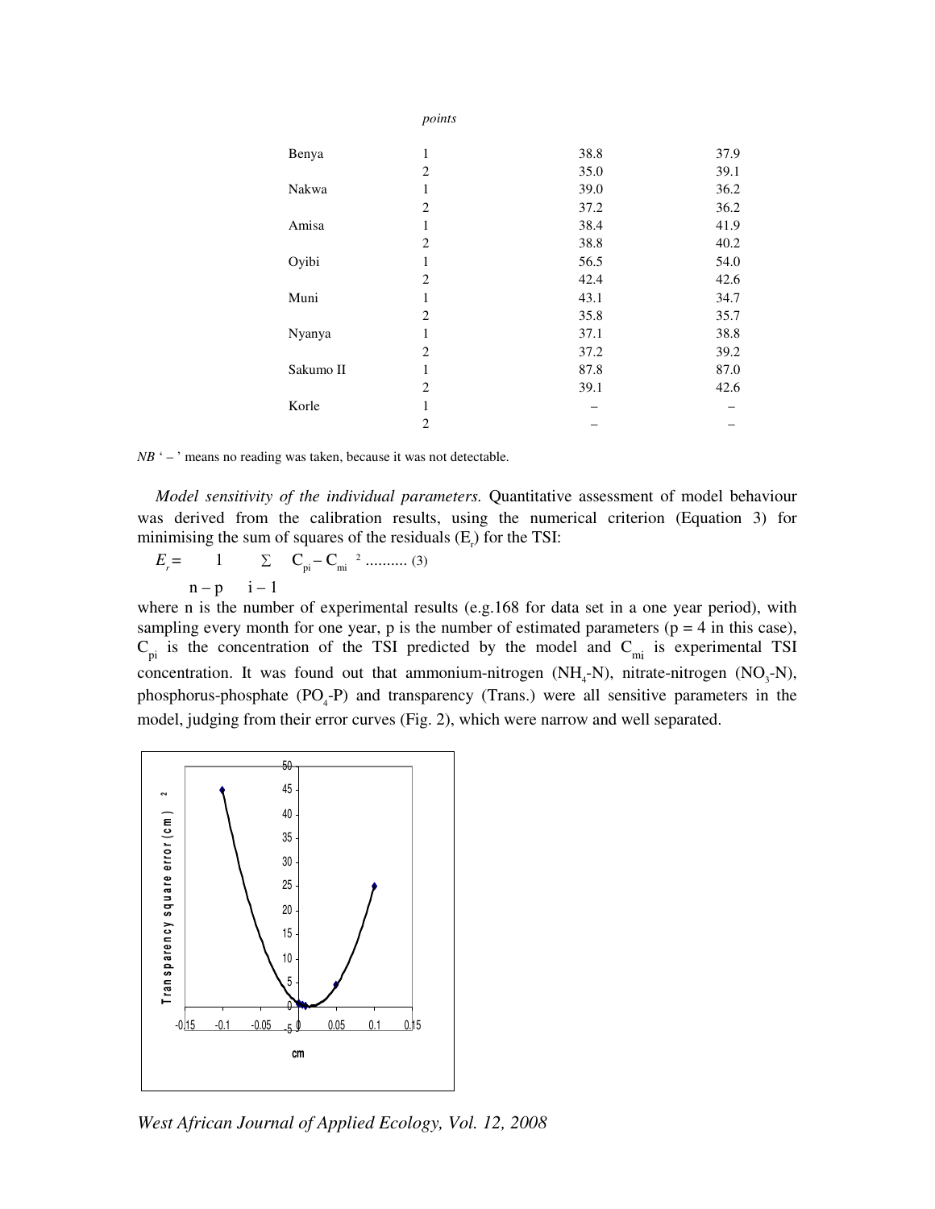| | points | | |
|---|---|---|---|
| Benya | 1 | 38.8 | 37.9 |
| | 2 | 35.0 | 39.1 |
| Nakwa | 1 | 39.0 | 36.2 |
| | 2 | 37.2 | 36.2 |
| Amisa | 1 | 38.4 | 41.9 |
| | 2 | 38.8 | 40.2 |
| Oyibi | 1 | 56.5 | 54.0 |
| | 2 | 42.4 | 42.6 |
| Muni | 1 | 43.1 | 34.7 |
| | 2 | 35.8 | 35.7 |
| Nyanya | 1 | 37.1 | 38.8 |
| | 2 | 37.2 | 39.2 |
| Sakumo II | 1 | 87.8 | 87.0 |
| | 2 | 39.1 | 42.6 |
| Korle | 1 | – | – |
| | 2 | – | – |

*NB* ' – ' means no reading was taken, because it was not detectable.

*Model sensitivity of the individual parameters.* Quantitative assessment of model behaviour was derived from the calibration results, using the numerical criterion (Equation 3) for minimising the sum of squares of the residuals ($E_r$) for the TSI:

$$E_r = \frac{1}{n-p} \sum_{i-1} \left( C_{pi} - C_{mi} \right)^2 \text{ .......... (3)}$$

where n is the number of experimental results (e.g.168 for data set in a one year period), with sampling every month for one year, p is the number of estimated parameters (p = 4 in this case), $C_{pi}$ is the concentration of the TSI predicted by the model and $C_{mi}$ is experimental TSI concentration. It was found out that ammonium-nitrogen ($NH_4$-N), nitrate-nitrogen ($NO_3$-N), phosphorus-phosphate ($PO_4$-P) and transparency (Trans.) were all sensitive parameters in the model, judging from their error curves (Fig. 2), which were narrow and well separated.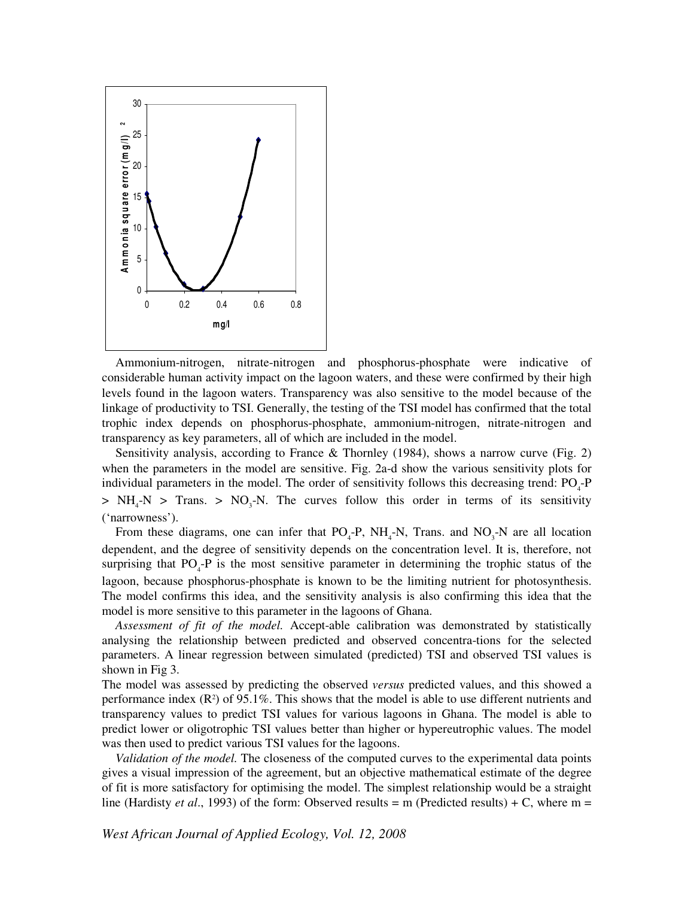Ammonium-nitrogen, nitrate-nitrogen and phosphorus-phosphate were indicative of considerable human activity impact on the lagoon waters, and these were confirmed by their high levels found in the lagoon waters. Transparency was also sensitive to the model because of the linkage of productivity to TSI. Generally, the testing of the TSI model has confirmed that the total trophic index depends on phosphorus-phosphate, ammonium-nitrogen, nitrate-nitrogen and transparency as key parameters, all of which are included in the model.

Sensitivity analysis, according to France & Thornley (1984), shows a narrow curve (Fig. 2) when the parameters in the model are sensitive. Fig. 2a-d show the various sensitivity plots for individual parameters in the model. The order of sensitivity follows this decreasing trend: $PO_4$-P > $NH_4$-N > Trans. > $NO_3$-N. The curves follow this order in terms of its sensitivity ('narrowness').

From these diagrams, one can infer that $PO_4$-P, $NH_4$-N, Trans. and $NO_3$-N are all location dependent, and the degree of sensitivity depends on the concentration level. It is, therefore, not surprising that $PO_4$-P is the most sensitive parameter in determining the trophic status of the lagoon, because phosphorus-phosphate is known to be the limiting nutrient for photosynthesis. The model confirms this idea, and the sensitivity analysis is also confirming this idea that the model is more sensitive to this parameter in the lagoons of Ghana.

*Assessment of fit of the model.* Accept-able calibration was demonstrated by statistically analysing the relationship between predicted and observed concentra-tions for the selected parameters. A linear regression between simulated (predicted) TSI and observed TSI values is shown in Fig 3.

The model was assessed by predicting the observed *versus* predicted values, and this showed a performance index ($R^2$) of 95.1%. This shows that the model is able to use different nutrients and transparency values to predict TSI values for various lagoons in Ghana. The model is able to predict lower or oligotrophic TSI values better than higher or hypereutrophic values. The model was then used to predict various TSI values for the lagoons.

*Validation of the model.* The closeness of the computed curves to the experimental data points gives a visual impression of the agreement, but an objective mathematical estimate of the degree of fit is more satisfactory for optimising the model. The simplest relationship would be a straight line (Hardisty *et al*., 1993) of the form: Observed results = m (Predicted results) + C, where m =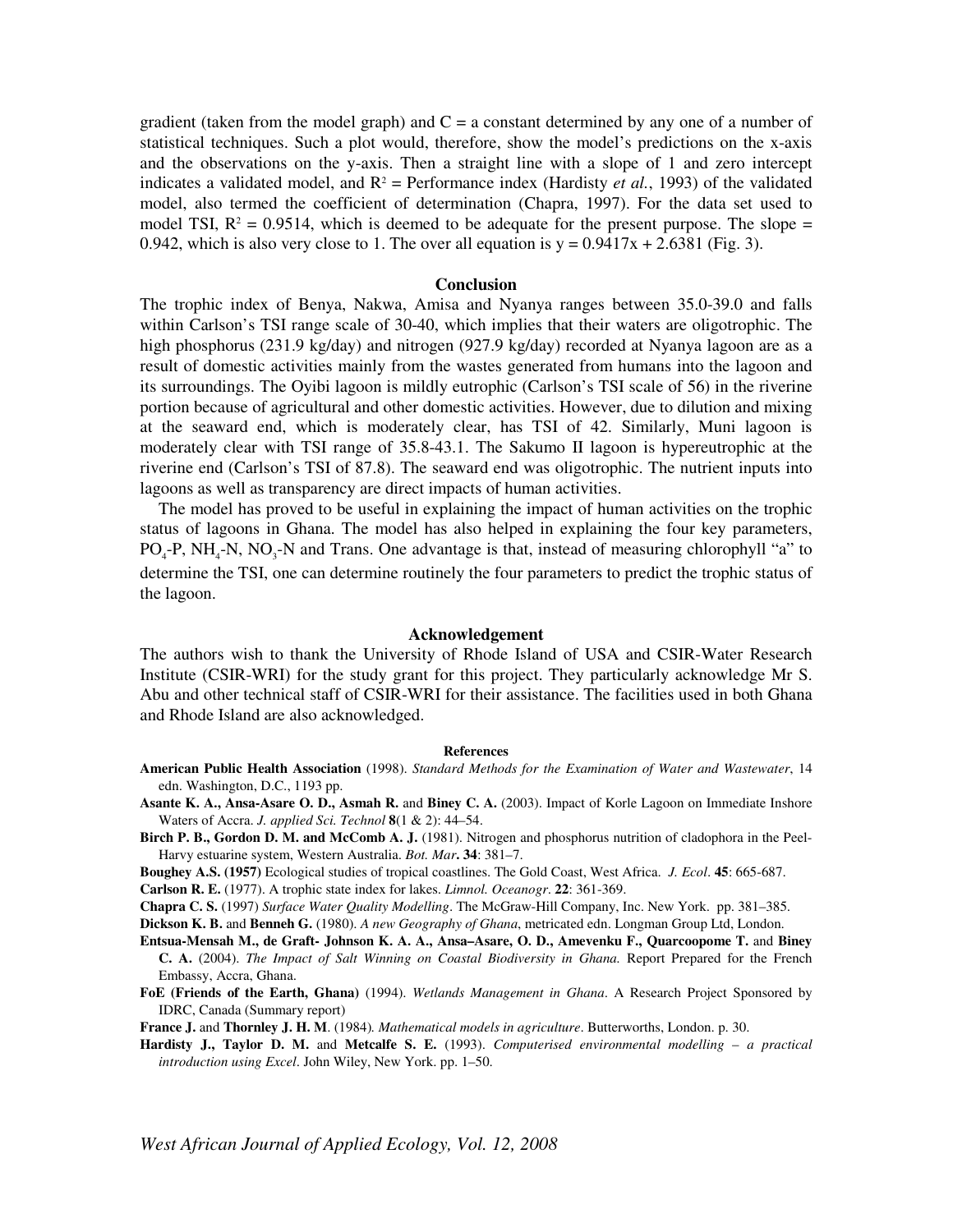gradient (taken from the model graph) and C = a constant determined by any one of a number of statistical techniques. Such a plot would, therefore, show the model's predictions on the x-axis and the observations on the y-axis. Then a straight line with a slope of 1 and zero intercept indicates a validated model, and $R^2$ = Performance index (Hardisty *et al.*, 1993) of the validated model, also termed the coefficient of determination (Chapra, 1997). For the data set used to model TSI, $R^2 = 0.9514$, which is deemed to be adequate for the present purpose. The slope = 0.942, which is also very close to 1. The over all equation is $y = 0.9417x + 2.6381$ (Fig. 3).

## Conclusion

The trophic index of Benya, Nakwa, Amisa and Nyanya ranges between 35.0-39.0 and falls within Carlson's TSI range scale of 30-40, which implies that their waters are oligotrophic. The high phosphorus (231.9 kg/day) and nitrogen (927.9 kg/day) recorded at Nyanya lagoon are as a result of domestic activities mainly from the wastes generated from humans into the lagoon and its surroundings. The Oyibi lagoon is mildly eutrophic (Carlson's TSI scale of 56) in the riverine portion because of agricultural and other domestic activities. However, due to dilution and mixing at the seaward end, which is moderately clear, has TSI of 42. Similarly, Muni lagoon is moderately clear with TSI range of 35.8-43.1. The Sakumo II lagoon is hypereutrophic at the riverine end (Carlson's TSI of 87.8). The seaward end was oligotrophic. The nutrient inputs into lagoons as well as transparency are direct impacts of human activities.

The model has proved to be useful in explaining the impact of human activities on the trophic status of lagoons in Ghana. The model has also helped in explaining the four key parameters, $PO_4$-P, $NH_4$-N, $NO_3$-N and Trans. One advantage is that, instead of measuring chlorophyll "a" to determine the TSI, one can determine routinely the four parameters to predict the trophic status of the lagoon.

## Acknowledgement

The authors wish to thank the University of Rhode Island of USA and CSIR-Water Research Institute (CSIR-WRI) for the study grant for this project. They particularly acknowledge Mr S. Abu and other technical staff of CSIR-WRI for their assistance. The facilities used in both Ghana and Rhode Island are also acknowledged.

## References

**American Public Health Association** (1998). *Standard Methods for the Examination of Water and Wastewater*, 14 edn. Washington, D.C., 1193 pp.

**Asante K. A., Ansa-Asare O. D., Asmah R.** and **Biney C. A.** (2003). Impact of Korle Lagoon on Immediate Inshore Waters of Accra. *J. applied Sci. Technol* **8**(1 & 2): 44–54.

**Birch P. B., Gordon D. M. and McComb A. J.** (1981). Nitrogen and phosphorus nutrition of cladophora in the Peel-Harvy estuarine system, Western Australia. *Bot. Mar***. 34**: 381–7.

**Boughey A.S. (1957)** Ecological studies of tropical coastlines. The Gold Coast, West Africa. *J. Ecol*. **45**: 665-687.

**Carlson R. E.** (1977). A trophic state index for lakes. *Limnol. Oceanogr*. **22**: 361-369.

**Chapra C. S.** (1997) *Surface Water Quality Modelling*. The McGraw-Hill Company, Inc. New York. pp. 381–385.

**Dickson K. B.** and **Benneh G.** (1980). *A new Geography of Ghana*, metricated edn. Longman Group Ltd, London.

**Entsua-Mensah M., de Graft- Johnson K. A. A., Ansa–Asare, O. D., Amevenku F., Quarcoopome T.** and **Biney C. A.** (2004). *The Impact of Salt Winning on Coastal Biodiversity in Ghana.* Report Prepared for the French Embassy, Accra, Ghana.

**FoE (Friends of the Earth, Ghana)** (1994). *Wetlands Management in Ghana*. A Research Project Sponsored by IDRC, Canada (Summary report)

**France J.** and **Thornley J. H. M**. (1984)*. Mathematical models in agriculture*. Butterworths, London. p. 30.

**Hardisty J., Taylor D. M.** and **Metcalfe S. E.** (1993). *Computerised environmental modelling – a practical introduction using Excel*. John Wiley, New York. pp. 1–50.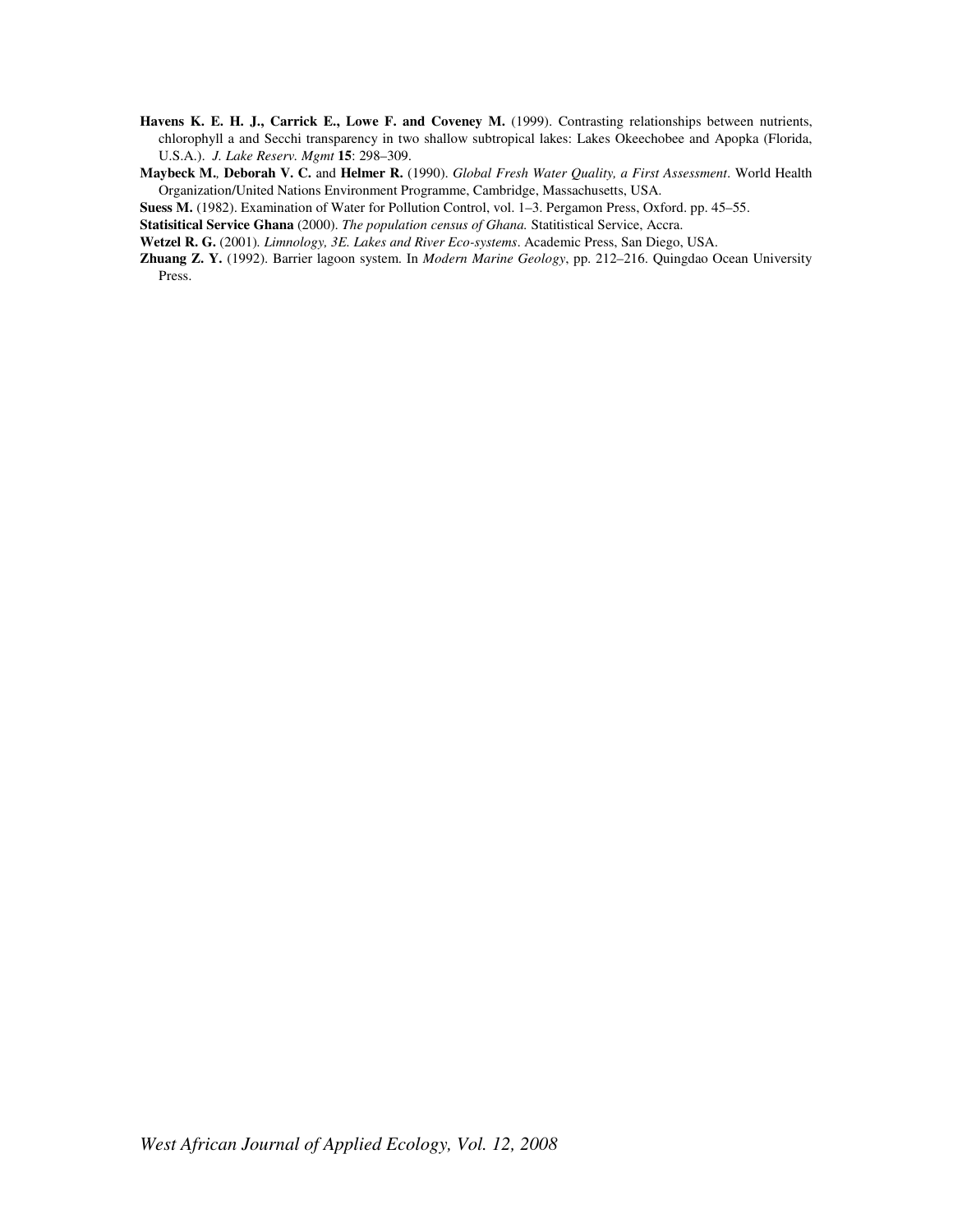**Havens K. E. H. J., Carrick E., Lowe F. and Coveney M.** (1999). Contrasting relationships between nutrients, chlorophyll a and Secchi transparency in two shallow subtropical lakes: Lakes Okeechobee and Apopka (Florida, U.S.A.). *J. Lake Reserv. Mgmt* **15**: 298–309.

**Maybeck M.**, **Deborah V. C.** and **Helmer R.** (1990). *Global Fresh Water Quality, a First Assessment*. World Health Organization/United Nations Environment Programme, Cambridge, Massachusetts, USA.

**Suess M.** (1982). Examination of Water for Pollution Control, vol. 1–3. Pergamon Press, Oxford. pp. 45–55.

**Statisitical Service Ghana** (2000). *The population census of Ghana.* Statitistical Service, Accra.

**Wetzel R. G.** (2001). *Limnology, 3E. Lakes and River Eco-systems*. Academic Press, San Diego, USA.

**Zhuang Z. Y.** (1992). Barrier lagoon system. In *Modern Marine Geology*, pp. 212–216. Quingdao Ocean University Press.